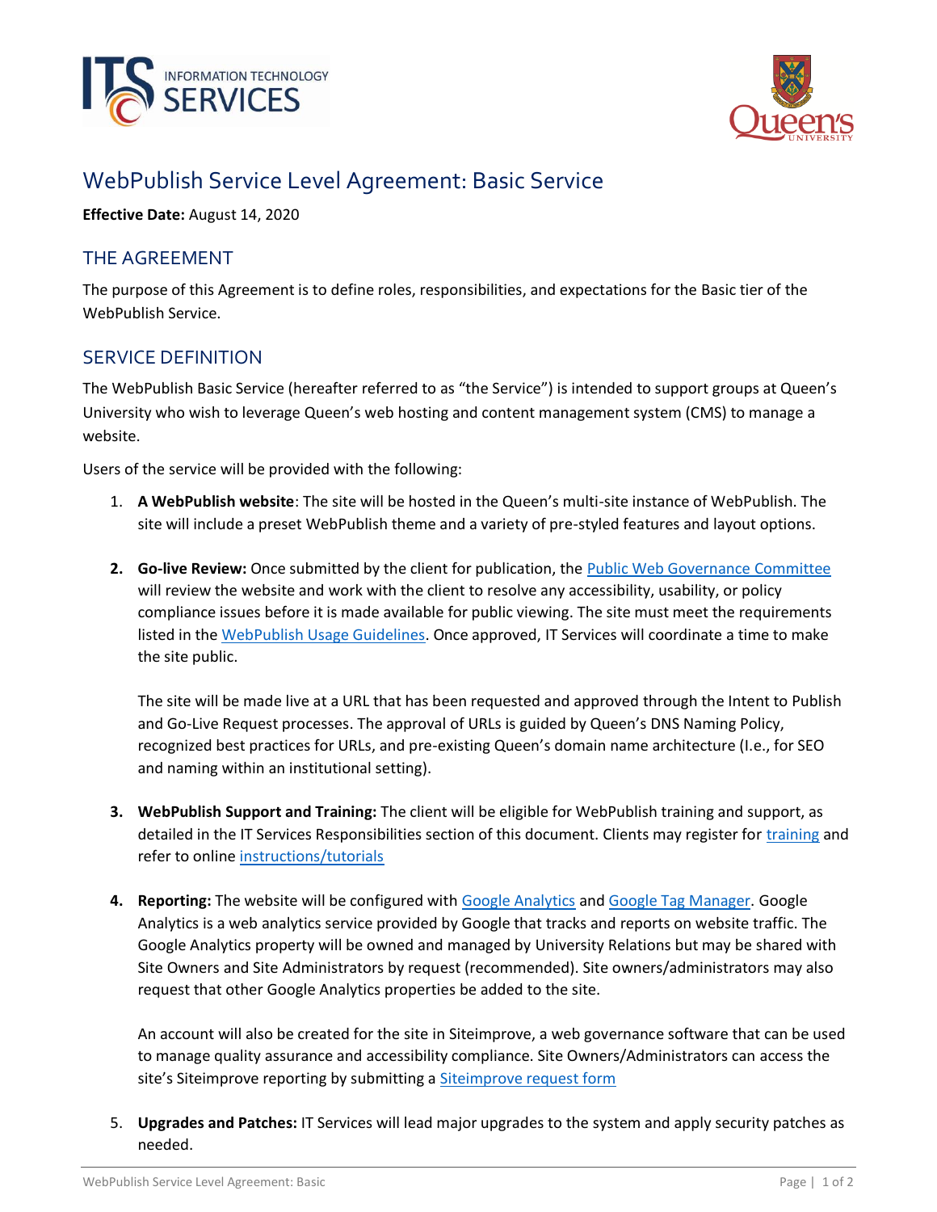# WebPublish Service Level Agreement: Basic Service

**Effective Date:** August 14, 2020

## THE AGREEMENT

The purpose of this Agreement is to define roles, responsibilities, and expectations for the Basic tier of the WebPublish Service.

## SERVICE DEFINITION

The WebPublish Basic Service (hereafter referred to as "the Service") is intended to support groups at Queen's University who wish to leverage Queen's web hosting and content management system (CMS) to manage a website.

Users of the service will be provided with the following:

1. **A WebPublish website**: The site will be hosted in the Queen's multi-site instance of WebPublish. The site will include a preset WebPublish theme and a variety of pre-styled features and layout options.

2. **Go-live Review:** Once submitted by the client for publication, the Public Web Governance Committee will review the website and work with the client to resolve any accessibility, usability, or policy compliance issues before it is made available for public viewing. The site must meet the requirements listed in the WebPublish Usage Guidelines. Once approved, IT Services will coordinate a time to make the site public.

   The site will be made live at a URL that has been requested and approved through the Intent to Publish and Go-Live Request processes. The approval of URLs is guided by Queen's DNS Naming Policy, recognized best practices for URLs, and pre-existing Queen's domain name architecture (I.e., for SEO and naming within an institutional setting).

3. **WebPublish Support and Training:** The client will be eligible for WebPublish training and support, as detailed in the IT Services Responsibilities section of this document. Clients may register for training and refer to online instructions/tutorials

4. **Reporting:** The website will be configured with Google Analytics and Google Tag Manager. Google Analytics is a web analytics service provided by Google that tracks and reports on website traffic. The Google Analytics property will be owned and managed by University Relations but may be shared with Site Owners and Site Administrators by request (recommended). Site owners/administrators may also request that other Google Analytics properties be added to the site.

   An account will also be created for the site in Siteimprove, a web governance software that can be used to manage quality assurance and accessibility compliance. Site Owners/Administrators can access the site's Siteimprove reporting by submitting a Siteimprove request form

5. **Upgrades and Patches:** IT Services will lead major upgrades to the system and apply security patches as needed.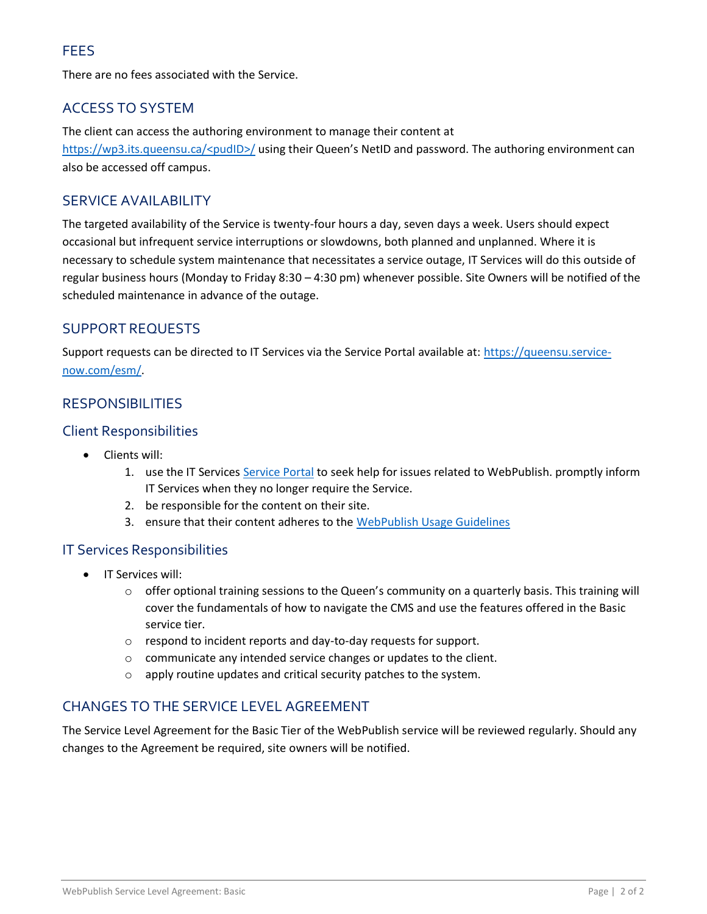## FEES

There are no fees associated with the Service.

## ACCESS TO SYSTEM

The client can access the authoring environment to manage their content at [https://wp3.its.queensu.ca/<pudID>/](https://wp3.its.queensu.ca/<pudID>/) using their Queen's NetID and password. The authoring environment can also be accessed off campus.

## SERVICE AVAILABILITY

The targeted availability of the Service is twenty-four hours a day, seven days a week. Users should expect occasional but infrequent service interruptions or slowdowns, both planned and unplanned. Where it is necessary to schedule system maintenance that necessitates a service outage, IT Services will do this outside of regular business hours (Monday to Friday 8:30 – 4:30 pm) whenever possible. Site Owners will be notified of the scheduled maintenance in advance of the outage.

## SUPPORT REQUESTS

Support requests can be directed to IT Services via the Service Portal available at: [https://queensu.service-now.com/esm/](https://queensu.service-now.com/esm/).

## RESPONSIBILITIES

### Client Responsibilities

- Clients will:
  1. use the IT Services [Service Portal](https://queensu.service-now.com/esm/) to seek help for issues related to WebPublish. promptly inform IT Services when they no longer require the Service.
  2. be responsible for the content on their site.
  3. ensure that their content adheres to the WebPublish Usage Guidelines

### IT Services Responsibilities

- IT Services will:
  - offer optional training sessions to the Queen's community on a quarterly basis. This training will cover the fundamentals of how to navigate the CMS and use the features offered in the Basic service tier.
  - respond to incident reports and day-to-day requests for support.
  - communicate any intended service changes or updates to the client.
  - apply routine updates and critical security patches to the system.

## CHANGES TO THE SERVICE LEVEL AGREEMENT

The Service Level Agreement for the Basic Tier of the WebPublish service will be reviewed regularly. Should any changes to the Agreement be required, site owners will be notified.